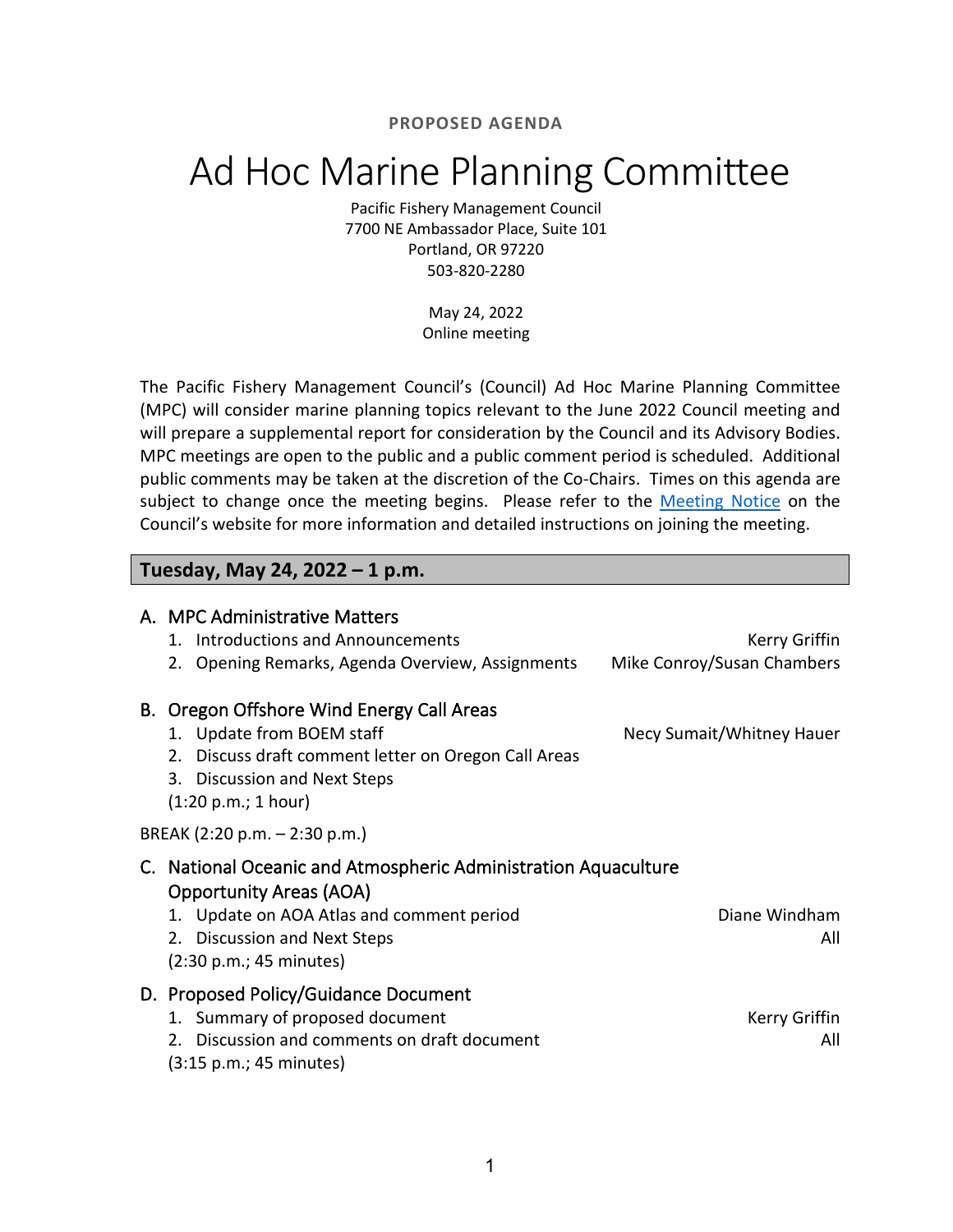**PROPOSED AGENDA**

# Ad Hoc Marine Planning Committee

Pacific Fishery Management Council
7700 NE Ambassador Place, Suite 101
Portland, OR 97220
503-820-2280

May 24, 2022
Online meeting

The Pacific Fishery Management Council's (Council) Ad Hoc Marine Planning Committee (MPC) will consider marine planning topics relevant to the June 2022 Council meeting and will prepare a supplemental report for consideration by the Council and its Advisory Bodies. MPC meetings are open to the public and a public comment period is scheduled. Additional public comments may be taken at the discretion of the Co-Chairs. Times on this agenda are subject to change once the meeting begins. Please refer to the Meeting Notice on the Council's website for more information and detailed instructions on joining the meeting.

## Tuesday, May 24, 2022 – 1 p.m.

### A. MPC Administrative Matters

1. Introductions and Announcements — Kerry Griffin
2. Opening Remarks, Agenda Overview, Assignments — Mike Conroy/Susan Chambers

### B. Oregon Offshore Wind Energy Call Areas

1. Update from BOEM staff — Necy Sumait/Whitney Hauer
2. Discuss draft comment letter on Oregon Call Areas
3. Discussion and Next Steps

(1:20 p.m.; 1 hour)

BREAK (2:20 p.m. – 2:30 p.m.)

### C. National Oceanic and Atmospheric Administration Aquaculture Opportunity Areas (AOA)

1. Update on AOA Atlas and comment period — Diane Windham
2. Discussion and Next Steps — All

(2:30 p.m.; 45 minutes)

### D. Proposed Policy/Guidance Document

1. Summary of proposed document — Kerry Griffin
2. Discussion and comments on draft document — All

(3:15 p.m.; 45 minutes)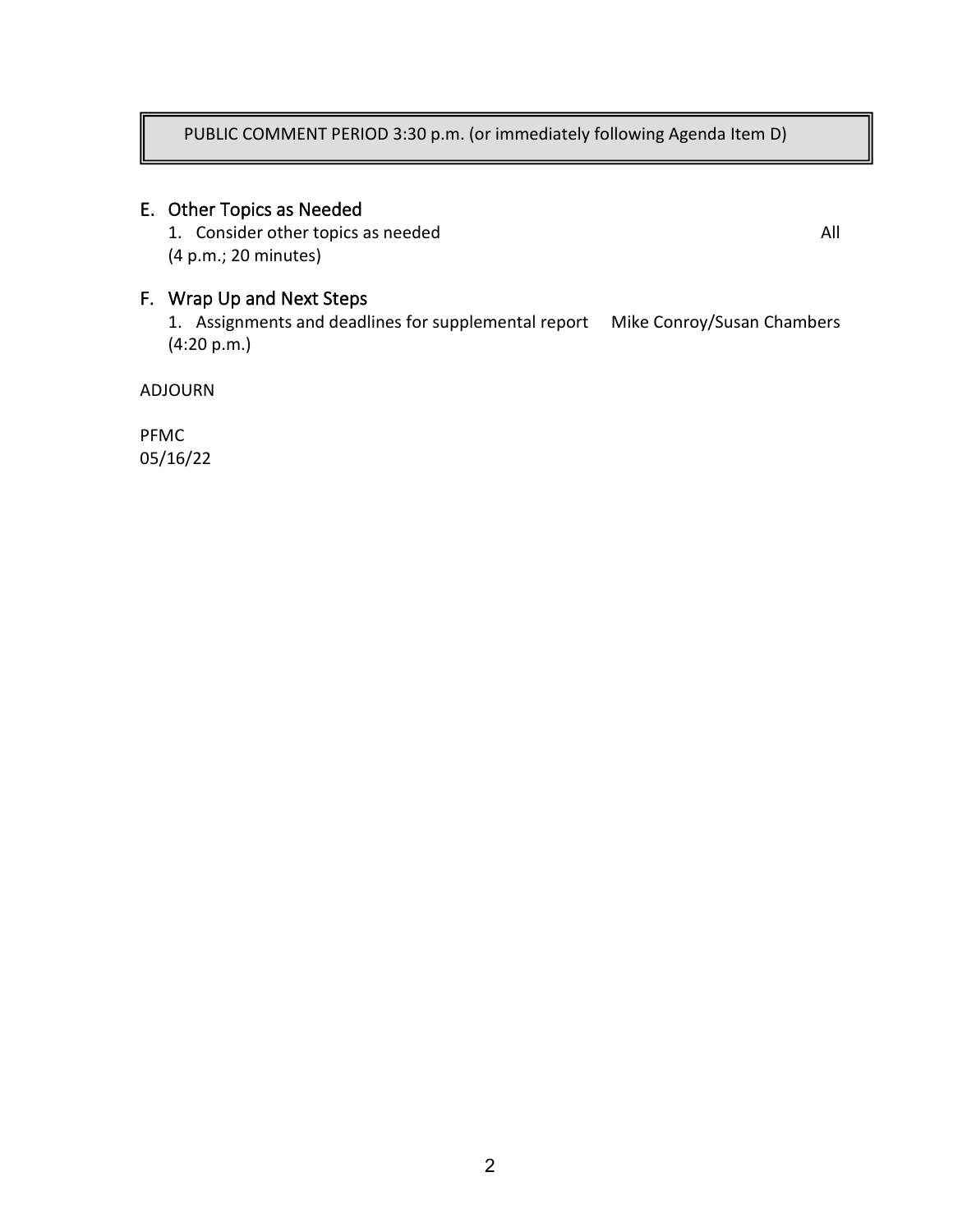PUBLIC COMMENT PERIOD 3:30 p.m. (or immediately following Agenda Item D)

## E. Other Topics as Needed

1. Consider other topics as needed — All

(4 p.m.; 20 minutes)

## F. Wrap Up and Next Steps

1. Assignments and deadlines for supplemental report — Mike Conroy/Susan Chambers

(4:20 p.m.)

ADJOURN

PFMC
05/16/22